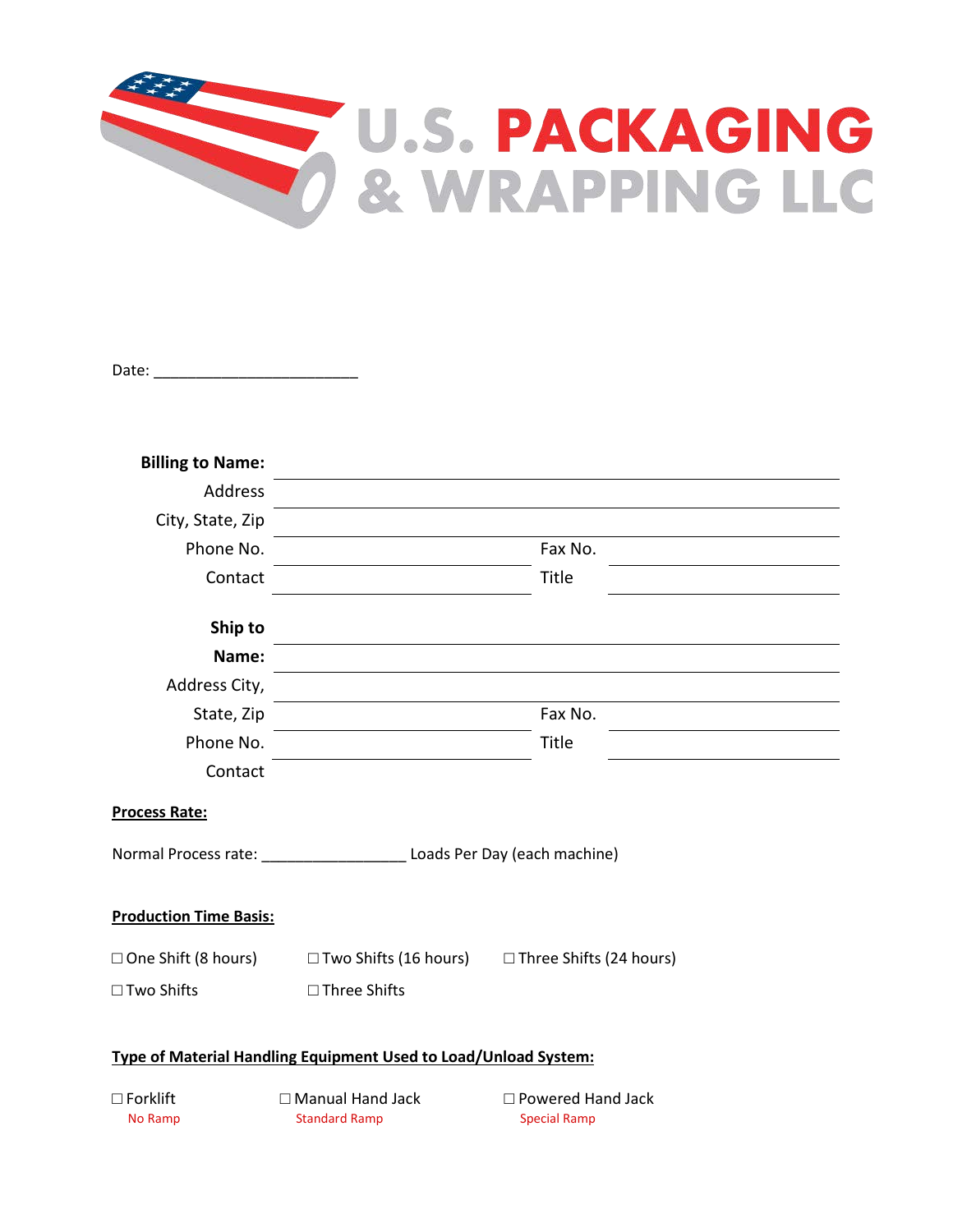U.S. PACKAGING & WRAPPING LLC

Date: ________________________

**Billing to Name:** ____________________

Address ____________________

City, State, Zip ____________________

Phone No. ____________________ Fax No. ____________________

Contact ____________________ Title ____________________

**Ship to Name:** ____________________

Address City, State, Zip ____________________

Phone No. ____________________ Fax No. ____________________

Contact ____________________ Title ____________________

**Process Rate:**

Normal Process rate: ________________ Loads Per Day (each machine)

**Production Time Basis:**

☐ One Shift (8 hours) ☐ Two Shifts (16 hours) ☐ Three Shifts (24 hours)

☐ Two Shifts ☐ Three Shifts

**Type of Material Handling Equipment Used to Load/Unload System:**

☐ Forklift
No Ramp

☐ Manual Hand Jack
Standard Ramp

☐ Powered Hand Jack
Special Ramp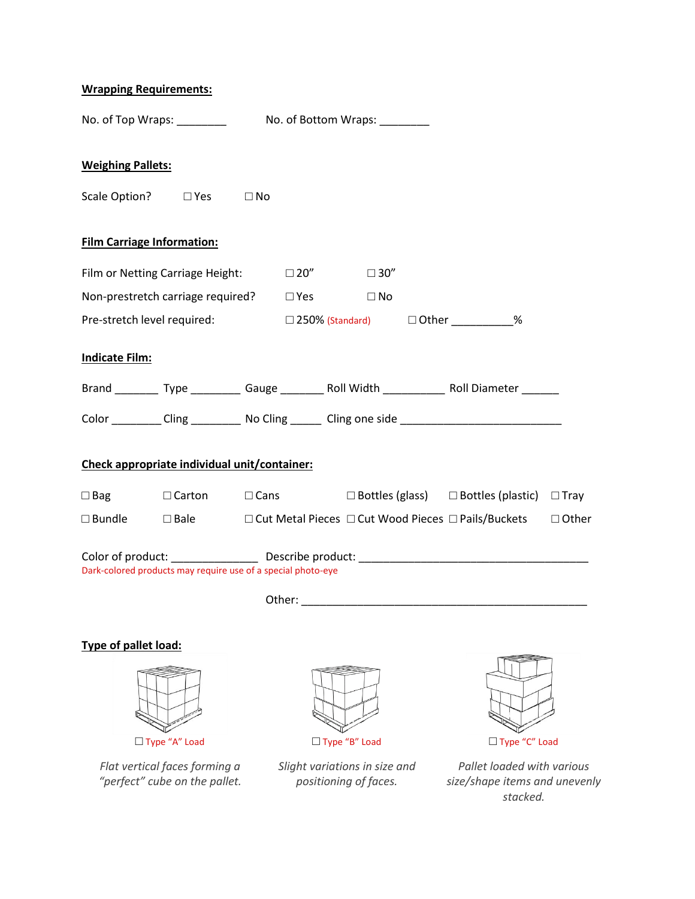**Wrapping Requirements:**

No. of Top Wraps: ________ No. of Bottom Wraps: ________

**Weighing Pallets:**

Scale Option? ☐ Yes ☐ No

**Film Carriage Information:**

Film or Netting Carriage Height: ☐ 20" ☐ 30"

Non-prestretch carriage required? ☐ Yes ☐ No

Pre-stretch level required: ☐ 250% (Standard) ☐ Other __________%

**Indicate Film:**

Brand _______ Type ________ Gauge _______ Roll Width __________ Roll Diameter ______

Color ________ Cling ________ No Cling _____ Cling one side __________________________

**Check appropriate individual unit/container:**

| | | | | | |
|---|---|---|---|---|---|
| ☐ Bag | ☐ Carton | ☐ Cans | ☐ Bottles (glass) | ☐ Bottles (plastic) | ☐ Tray |
| ☐ Bundle | ☐ Bale | ☐ Cut Metal Pieces | ☐ Cut Wood Pieces | ☐ Pails/Buckets | ☐ Other |

Color of product: ______________ Describe product: _____________________________________

Dark-colored products may require use of a special photo-eye

Other: ______________________________________________

**Type of pallet load:**

☐ Type "A" Load

*Flat vertical faces forming a "perfect" cube on the pallet.*

☐ Type "B" Load

*Slight variations in size and positioning of faces.*

☐ Type "C" Load

*Pallet loaded with various size/shape items and unevenly stacked.*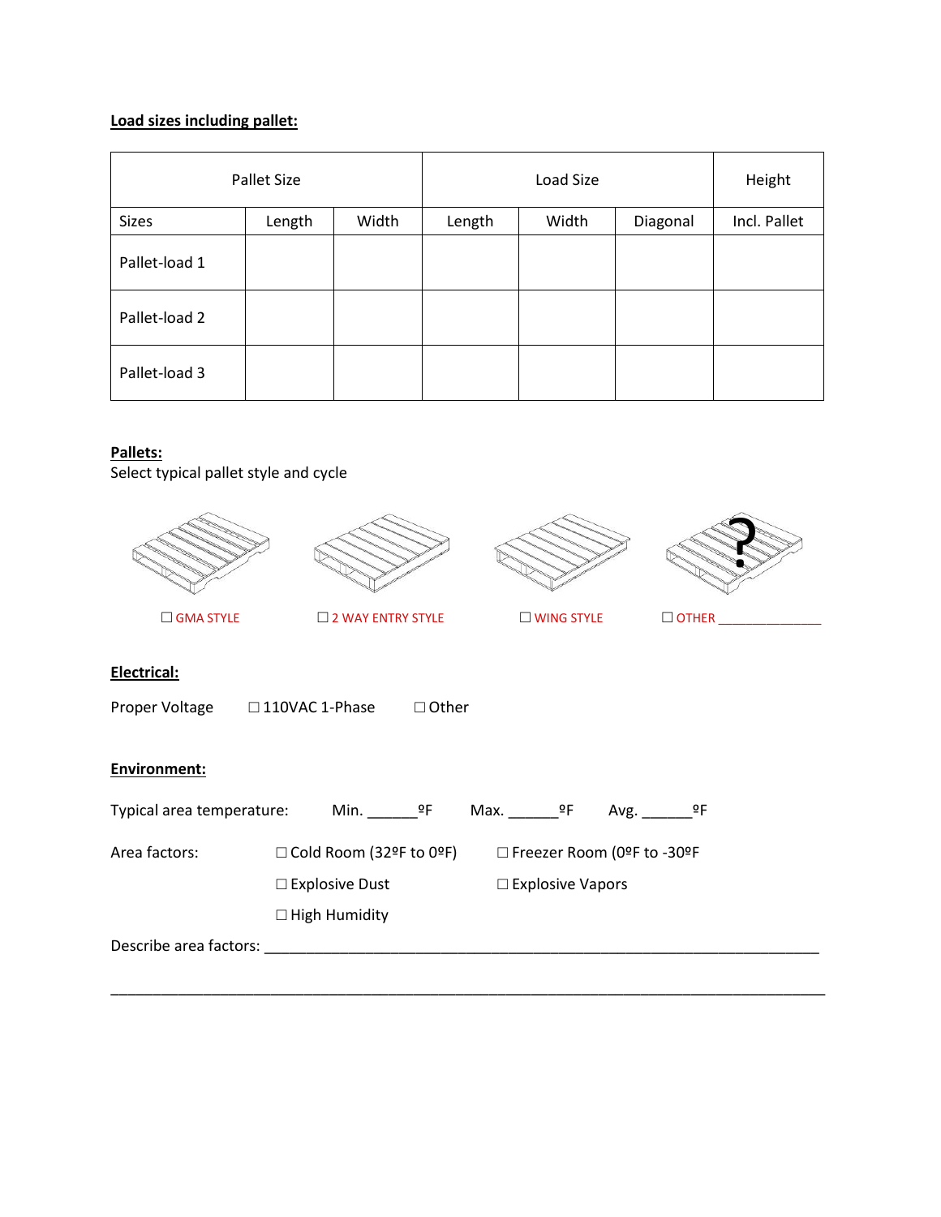**Load sizes including pallet:**

| Pallet Size | | | Load Size | | | Height |
|---|---|---|---|---|---|---|
| Sizes | Length | Width | Length | Width | Diagonal | Incl. Pallet |
| Pallet-load 1 | | | | | | |
| Pallet-load 2 | | | | | | |
| Pallet-load 3 | | | | | | |

**Pallets:**

Select typical pallet style and cycle

☐ GMA STYLE ☐ 2 WAY ENTRY STYLE ☐ WING STYLE ☐ OTHER ______________

**Electrical:**

Proper Voltage ☐ 110VAC 1-Phase ☐ Other

**Environment:**

Typical area temperature: Min. ______ºF Max. ______ºF Avg. ______ºF

Area factors: ☐ Cold Room (32ºF to 0ºF) ☐ Freezer Room (0ºF to -30ºF)

☐ Explosive Dust ☐ Explosive Vapors

☐ High Humidity

Describe area factors: ______________________________________________________________________

______________________________________________________________________________